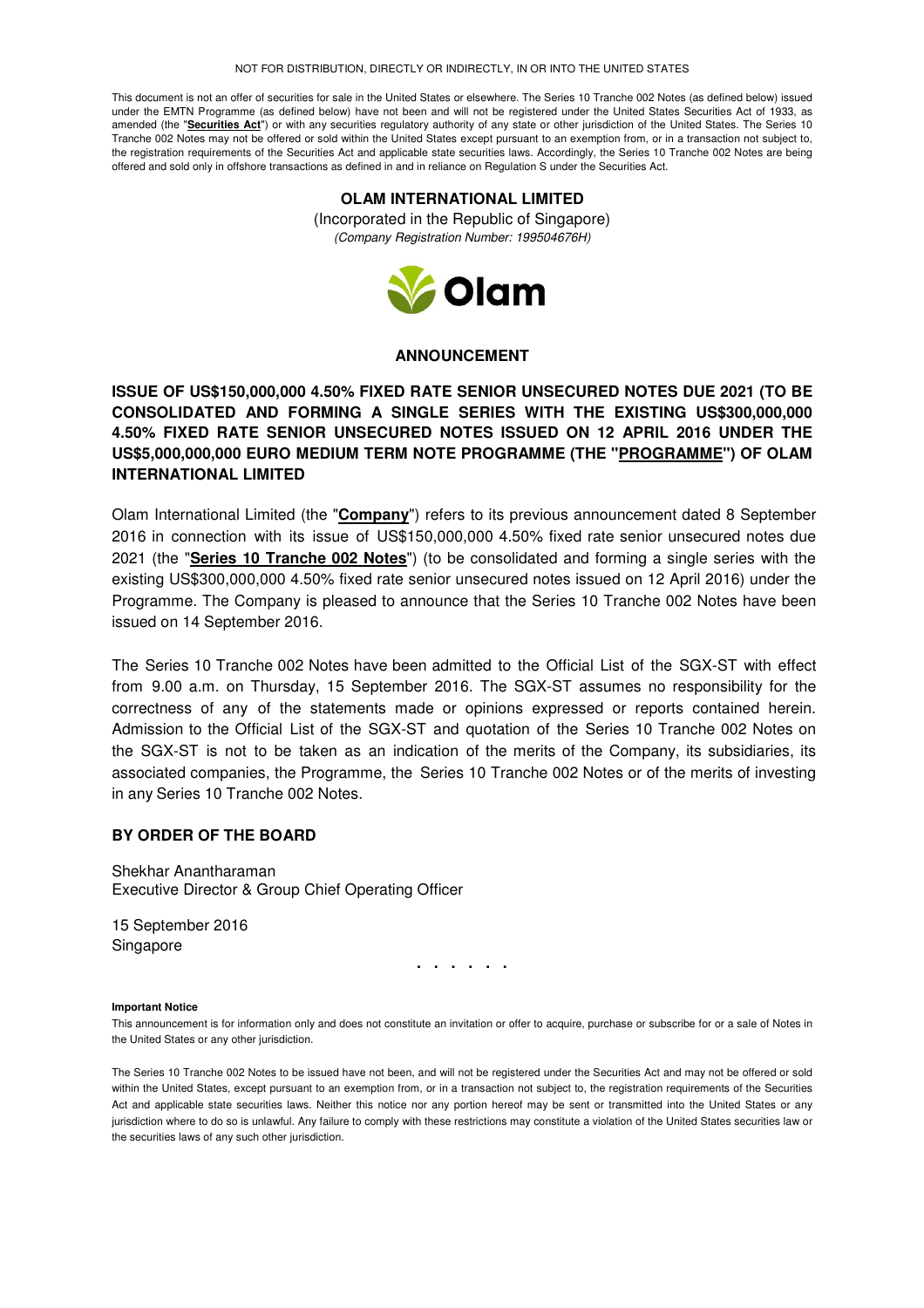NOT FOR DISTRIBUTION, DIRECTLY OR INDIRECTLY, IN OR INTO THE UNITED STATES

This document is not an offer of securities for sale in the United States or elsewhere. The Series 10 Tranche 002 Notes (as defined below) issued under the EMTN Programme (as defined below) have not been and will not be registered under the United States Securities Act of 1933, as amended (the "**Securities Act**") or with any securities regulatory authority of any state or other jurisdiction of the United States. The Series 10 Tranche 002 Notes may not be offered or sold within the United States except pursuant to an exemption from, or in a transaction not subject to, the registration requirements of the Securities Act and applicable state securities laws. Accordingly, the Series 10 Tranche 002 Notes are being offered and sold only in offshore transactions as defined in and in reliance on Regulation S under the Securities Act.

**OLAM INTERNATIONAL LIMITED**

(Incorporated in the Republic of Singapore)

*(Company Registration Number: 199504676H)*

Olam

## ANNOUNCEMENT

**ISSUE OF US$150,000,000 4.50% FIXED RATE SENIOR UNSECURED NOTES DUE 2021 (TO BE CONSOLIDATED AND FORMING A SINGLE SERIES WITH THE EXISTING US$300,000,000 4.50% FIXED RATE SENIOR UNSECURED NOTES ISSUED ON 12 APRIL 2016 UNDER THE US$5,000,000,000 EURO MEDIUM TERM NOTE PROGRAMME (THE "PROGRAMME") OF OLAM INTERNATIONAL LIMITED**

Olam International Limited (the "**Company**") refers to its previous announcement dated 8 September 2016 in connection with its issue of US$150,000,000 4.50% fixed rate senior unsecured notes due 2021 (the "**Series 10 Tranche 002 Notes**") (to be consolidated and forming a single series with the existing US$300,000,000 4.50% fixed rate senior unsecured notes issued on 12 April 2016) under the Programme. The Company is pleased to announce that the Series 10 Tranche 002 Notes have been issued on 14 September 2016.

The Series 10 Tranche 002 Notes have been admitted to the Official List of the SGX-ST with effect from 9.00 a.m. on Thursday, 15 September 2016. The SGX-ST assumes no responsibility for the correctness of any of the statements made or opinions expressed or reports contained herein. Admission to the Official List of the SGX-ST and quotation of the Series 10 Tranche 002 Notes on the SGX-ST is not to be taken as an indication of the merits of the Company, its subsidiaries, its associated companies, the Programme, the Series 10 Tranche 002 Notes or of the merits of investing in any Series 10 Tranche 002 Notes.

**BY ORDER OF THE BOARD**

Shekhar Anantharaman
Executive Director & Group Chief Operating Officer

15 September 2016
Singapore

. . . . . .

**Important Notice**

This announcement is for information only and does not constitute an invitation or offer to acquire, purchase or subscribe for or a sale of Notes in the United States or any other jurisdiction.

The Series 10 Tranche 002 Notes to be issued have not been, and will not be registered under the Securities Act and may not be offered or sold within the United States, except pursuant to an exemption from, or in a transaction not subject to, the registration requirements of the Securities Act and applicable state securities laws. Neither this notice nor any portion hereof may be sent or transmitted into the United States or any jurisdiction where to do so is unlawful. Any failure to comply with these restrictions may constitute a violation of the United States securities law or the securities laws of any such other jurisdiction.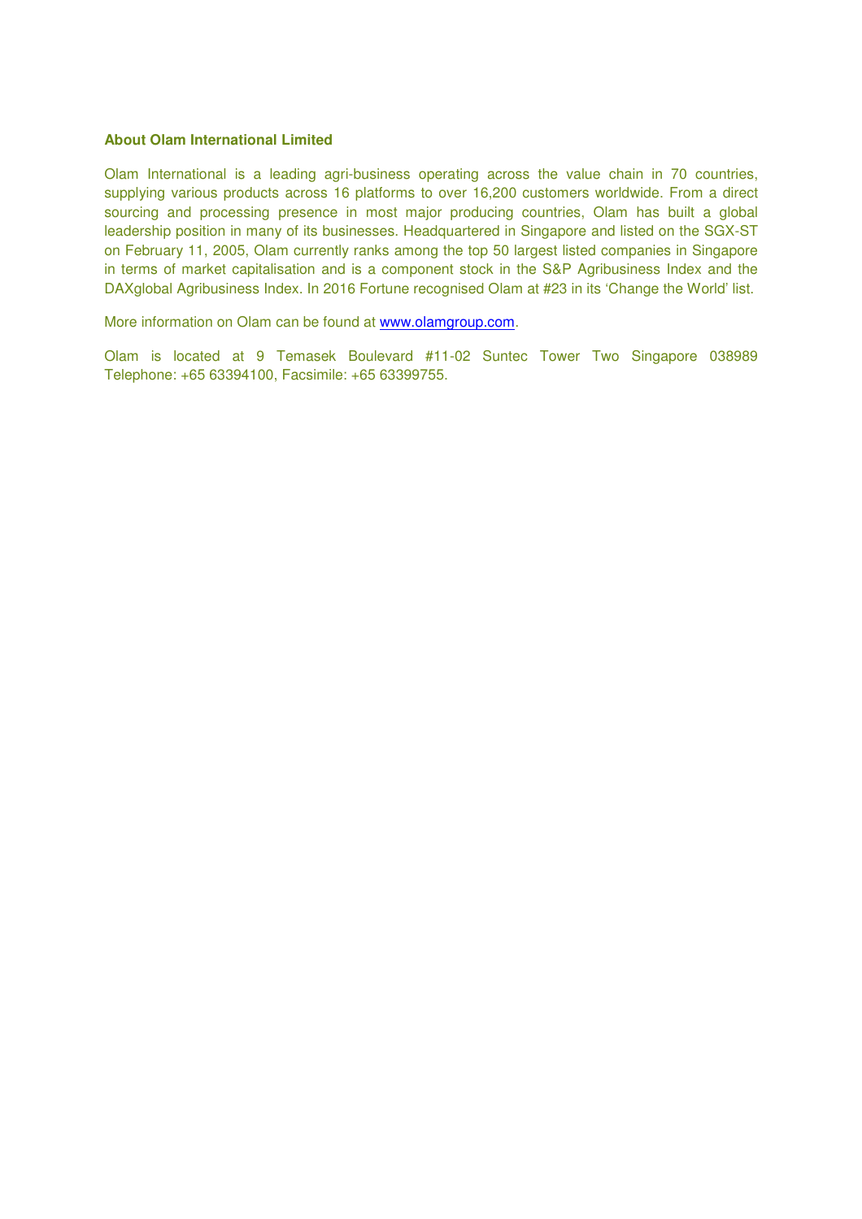**About Olam International Limited**

Olam International is a leading agri-business operating across the value chain in 70 countries, supplying various products across 16 platforms to over 16,200 customers worldwide. From a direct sourcing and processing presence in most major producing countries, Olam has built a global leadership position in many of its businesses. Headquartered in Singapore and listed on the SGX-ST on February 11, 2005, Olam currently ranks among the top 50 largest listed companies in Singapore in terms of market capitalisation and is a component stock in the S&P Agribusiness Index and the DAXglobal Agribusiness Index. In 2016 Fortune recognised Olam at #23 in its 'Change the World' list.

More information on Olam can be found at www.olamgroup.com.

Olam is located at 9 Temasek Boulevard #11-02 Suntec Tower Two Singapore 038989 Telephone: +65 63394100, Facsimile: +65 63399755.